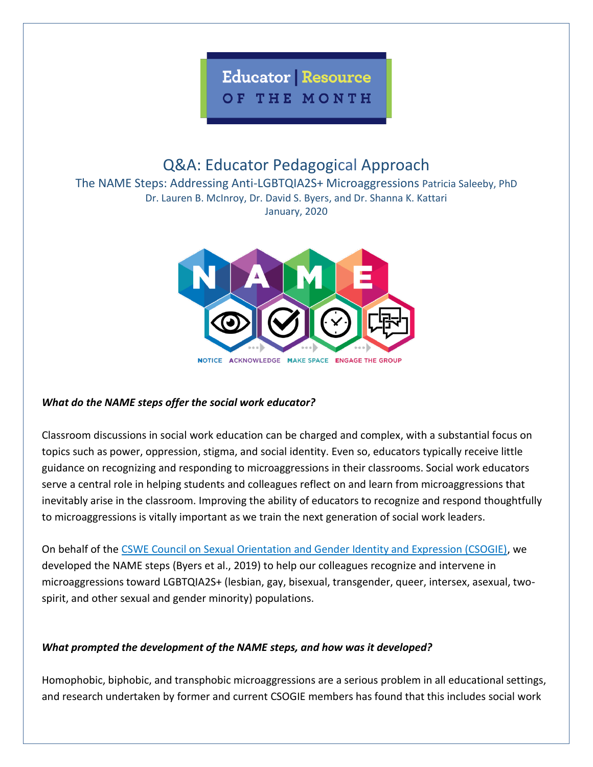Educator | Resource OF THE MONTH

# Q&A: Educator Pedagogical Approach

## The NAME Steps: Addressing Anti-LGBTQIA2S+ Microaggressions Patricia Saleeby, PhD

Dr. Lauren B. McInroy, Dr. David S. Byers, and Dr. Shanna K. Kattari

January, 2020

NOTICE ACKNOWLEDGE MAKE SPACE ENGAGE THE GROUP

***What do the NAME steps offer the social work educator?***

Classroom discussions in social work education can be charged and complex, with a substantial focus on topics such as power, oppression, stigma, and social identity. Even so, educators typically receive little guidance on recognizing and responding to microaggressions in their classrooms. Social work educators serve a central role in helping students and colleagues reflect on and learn from microaggressions that inevitably arise in the classroom. Improving the ability of educators to recognize and respond thoughtfully to microaggressions is vitally important as we train the next generation of social work leaders.

On behalf of the CSWE Council on Sexual Orientation and Gender Identity and Expression (CSOGIE), we developed the NAME steps (Byers et al., 2019) to help our colleagues recognize and intervene in microaggressions toward LGBTQIA2S+ (lesbian, gay, bisexual, transgender, queer, intersex, asexual, two-spirit, and other sexual and gender minority) populations.

***What prompted the development of the NAME steps, and how was it developed?***

Homophobic, biphobic, and transphobic microaggressions are a serious problem in all educational settings, and research undertaken by former and current CSOGIE members has found that this includes social work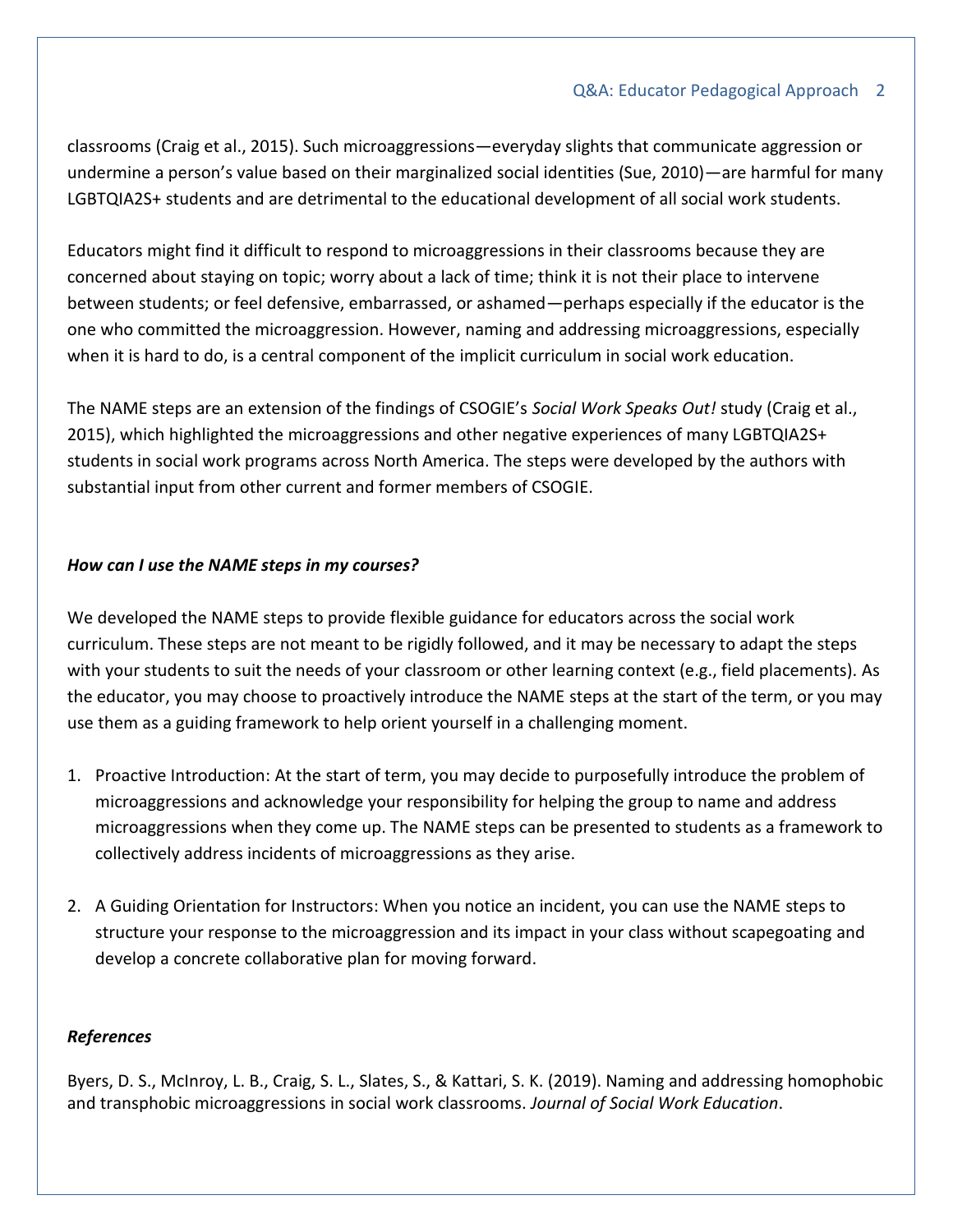classrooms (Craig et al., 2015). Such microaggressions—everyday slights that communicate aggression or undermine a person's value based on their marginalized social identities (Sue, 2010)—are harmful for many LGBTQIA2S+ students and are detrimental to the educational development of all social work students.

Educators might find it difficult to respond to microaggressions in their classrooms because they are concerned about staying on topic; worry about a lack of time; think it is not their place to intervene between students; or feel defensive, embarrassed, or ashamed—perhaps especially if the educator is the one who committed the microaggression. However, naming and addressing microaggressions, especially when it is hard to do, is a central component of the implicit curriculum in social work education.

The NAME steps are an extension of the findings of CSOGIE's *Social Work Speaks Out!* study (Craig et al., 2015), which highlighted the microaggressions and other negative experiences of many LGBTQIA2S+ students in social work programs across North America. The steps were developed by the authors with substantial input from other current and former members of CSOGIE.

***How can I use the NAME steps in my courses?***

We developed the NAME steps to provide flexible guidance for educators across the social work curriculum. These steps are not meant to be rigidly followed, and it may be necessary to adapt the steps with your students to suit the needs of your classroom or other learning context (e.g., field placements). As the educator, you may choose to proactively introduce the NAME steps at the start of the term, or you may use them as a guiding framework to help orient yourself in a challenging moment.

1. Proactive Introduction: At the start of term, you may decide to purposefully introduce the problem of microaggressions and acknowledge your responsibility for helping the group to name and address microaggressions when they come up. The NAME steps can be presented to students as a framework to collectively address incidents of microaggressions as they arise.

2. A Guiding Orientation for Instructors: When you notice an incident, you can use the NAME steps to structure your response to the microaggression and its impact in your class without scapegoating and develop a concrete collaborative plan for moving forward.

***References***

Byers, D. S., McInroy, L. B., Craig, S. L., Slates, S., & Kattari, S. K. (2019). Naming and addressing homophobic and transphobic microaggressions in social work classrooms. *Journal of Social Work Education*.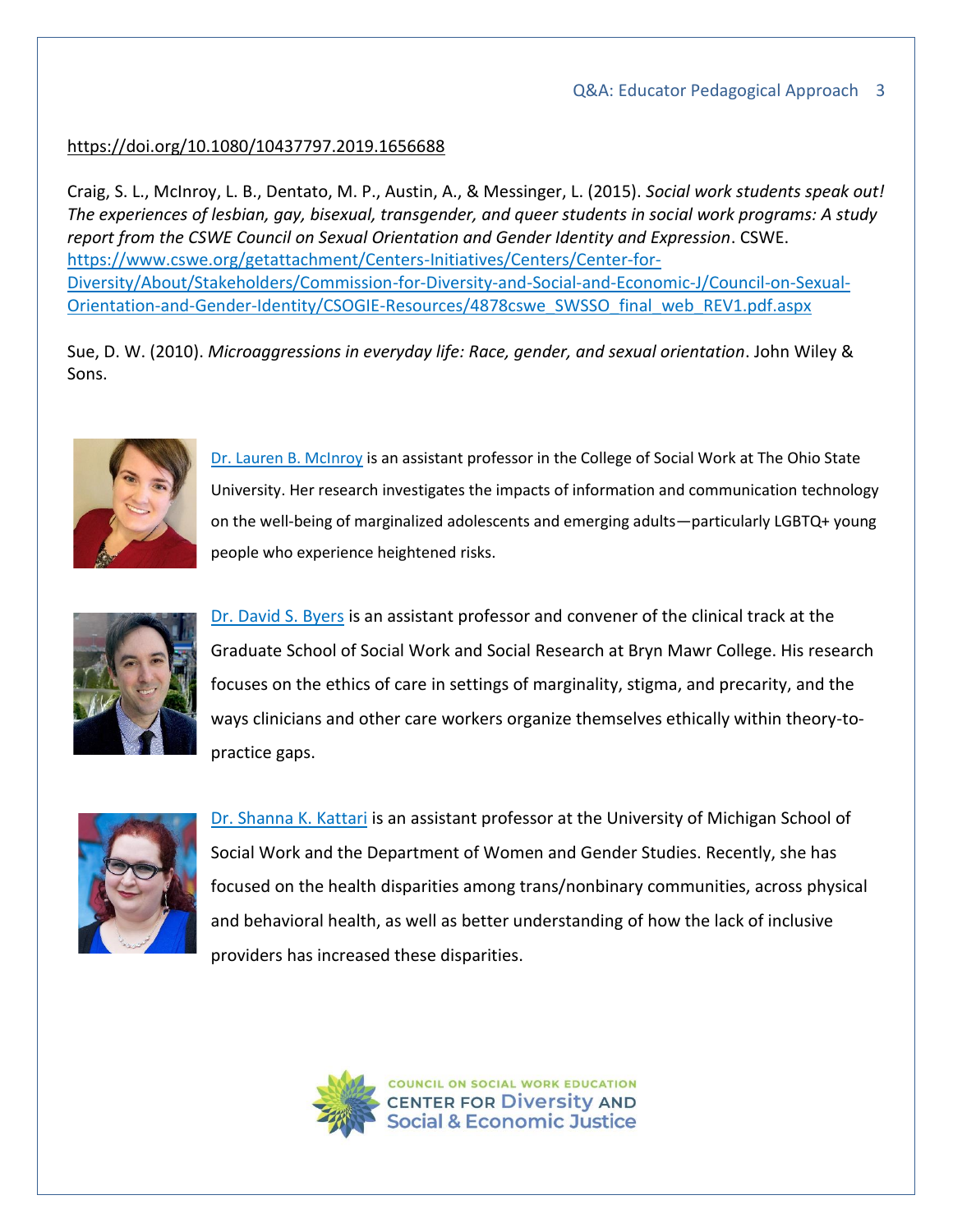https://doi.org/10.1080/10437797.2019.1656688

Craig, S. L., McInroy, L. B., Dentato, M. P., Austin, A., & Messinger, L. (2015). *Social work students speak out! The experiences of lesbian, gay, bisexual, transgender, and queer students in social work programs: A study report from the CSWE Council on Sexual Orientation and Gender Identity and Expression*. CSWE. https://www.cswe.org/getattachment/Centers-Initiatives/Centers/Center-for-Diversity/About/Stakeholders/Commission-for-Diversity-and-Social-and-Economic-J/Council-on-Sexual-Orientation-and-Gender-Identity/CSOGIE-Resources/4878cswe_SWSSO_final_web_REV1.pdf.aspx

Sue, D. W. (2010). *Microaggressions in everyday life: Race, gender, and sexual orientation*. John Wiley & Sons.

Dr. Lauren B. McInroy is an assistant professor in the College of Social Work at The Ohio State University. Her research investigates the impacts of information and communication technology on the well-being of marginalized adolescents and emerging adults—particularly LGBTQ+ young people who experience heightened risks.

Dr. David S. Byers is an assistant professor and convener of the clinical track at the Graduate School of Social Work and Social Research at Bryn Mawr College. His research focuses on the ethics of care in settings of marginality, stigma, and precarity, and the ways clinicians and other care workers organize themselves ethically within theory-to-practice gaps.

Dr. Shanna K. Kattari is an assistant professor at the University of Michigan School of Social Work and the Department of Women and Gender Studies. Recently, she has focused on the health disparities among trans/nonbinary communities, across physical and behavioral health, as well as better understanding of how the lack of inclusive providers has increased these disparities.

COUNCIL ON SOCIAL WORK EDUCATION
CENTER FOR Diversity AND Social & Economic Justice